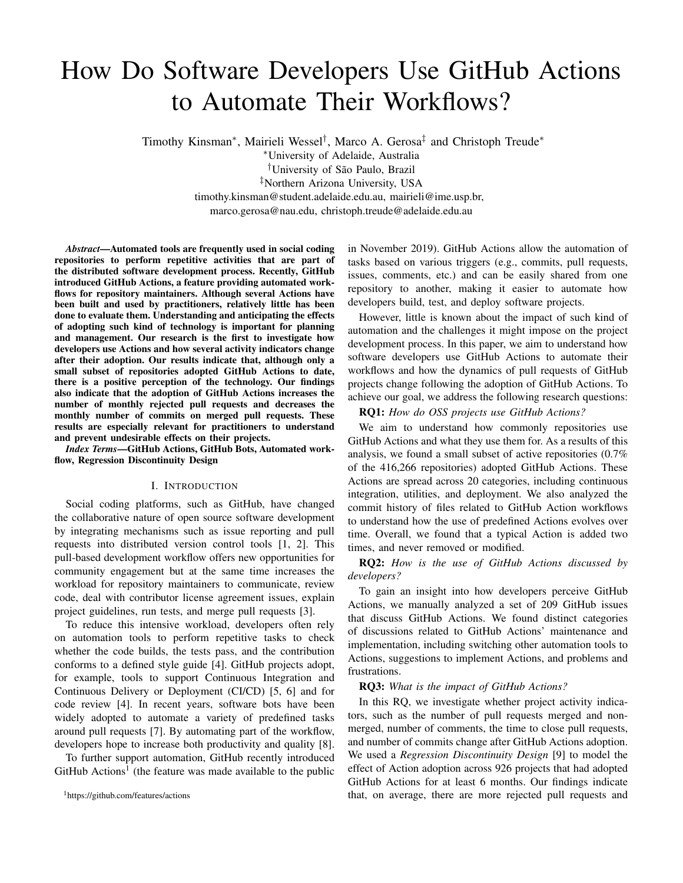# How Do Software Developers Use GitHub Actions to Automate Their Workflows?

Timothy Kinsman[*], Mairieli Wessel[†], Marco A. Gerosa[‡] and Christoph Treude[*]

[*]University of Adelaide, Australia
[†]Universidade de São Paulo, Brazil
[‡]Northern Arizona University, USA

timothy.kinsman@student.adelaide.edu.au, mairieli@ime.usp.br, marco.gerosa@nau.edu, christoph.treude@adelaide.edu.au

***Abstract*—Automated tools are frequently used in social coding repositories to perform repetitive activities that are part of the distributed software development process. Recently, GitHub introduced GitHub Actions, a feature providing automated workflows for repository maintainers. Although several Actions have been built and used by practitioners, relatively little has been done to evaluate them. Understanding and anticipating the effects of adopting such kind of technology is important for planning and management. Our research is the first to investigate how developers use Actions and how several activity indicators change after their adoption. Our results indicate that, although only a small subset of repositories adopted GitHub Actions to date, there is a positive perception of the technology. Our findings also indicate that the adoption of GitHub Actions increases the number of monthly rejected pull requests and decreases the monthly number of commits on merged pull requests. These results are especially relevant for practitioners to understand and prevent undesirable effects on their projects.**

***Index Terms*—GitHub Actions, GitHub Bots, Automated workflow, Regression Discontinuity Design**

## I. Introduction

Social coding platforms, such as GitHub, have changed the collaborative nature of open source software development by integrating mechanisms such as issue reporting and pull requests into distributed version control tools [1, 2]. This pull-based development workflow offers new opportunities for community engagement but at the same time increases the workload for repository maintainers to communicate, review code, deal with contributor license agreement issues, explain project guidelines, run tests, and merge pull requests [3].

To reduce this intensive workload, developers often rely on automation tools to perform repetitive tasks to check whether the code builds, the tests pass, and the contribution conforms to a defined style guide [4]. GitHub projects adopt, for example, tools to support Continuous Integration and Continuous Delivery or Deployment (CI/CD) [5, 6] and for code review [4]. In recent years, software bots have been widely adopted to automate a variety of predefined tasks around pull requests [7]. By automating part of the workflow, developers hope to increase both productivity and quality [8].

To further support automation, GitHub recently introduced GitHub Actions[1] (the feature was made available to the public in November 2019). GitHub Actions allow the automation of tasks based on various triggers (e.g., commits, pull requests, issues, comments, etc.) and can be easily shared from one repository to another, making it easier to automate how developers build, test, and deploy software projects.

However, little is known about the impact of such kind of automation and the challenges it might impose on the project development process. In this paper, we aim to understand how software developers use GitHub Actions to automate their workflows and how the dynamics of pull requests of GitHub projects change following the adoption of GitHub Actions. To achieve our goal, we address the following research questions:

**RQ1:** *How do OSS projects use GitHub Actions?*

We aim to understand how commonly repositories use GitHub Actions and what they use them for. As a results of this analysis, we found a small subset of active repositories (0.7% of the 416,266 repositories) adopted GitHub Actions. These Actions are spread across 20 categories, including continuous integration, utilities, and deployment. We also analyzed the commit history of files related to GitHub Action workflows to understand how the use of predefined Actions evolves over time. Overall, we found that a typical Action is added two times, and never removed or modified.

**RQ2:** *How is the use of GitHub Actions discussed by developers?*

To gain an insight into how developers perceive GitHub Actions, we manually analyzed a set of 209 GitHub issues that discuss GitHub Actions. We found distinct categories of discussions related to GitHub Actions' maintenance and implementation, including switching other automation tools to Actions, suggestions to implement Actions, and problems and frustrations.

**RQ3:** *What is the impact of GitHub Actions?*

In this RQ, we investigate whether project activity indicators, such as the number of pull requests merged and non-merged, number of comments, the time to close pull requests, and number of commits change after GitHub Actions adoption. We used a *Regression Discontinuity Design* [9] to model the effect of Action adoption across 926 projects that had adopted GitHub Actions for at least 6 months. Our findings indicate that, on average, there are more rejected pull requests and

[1]https://github.com/features/actions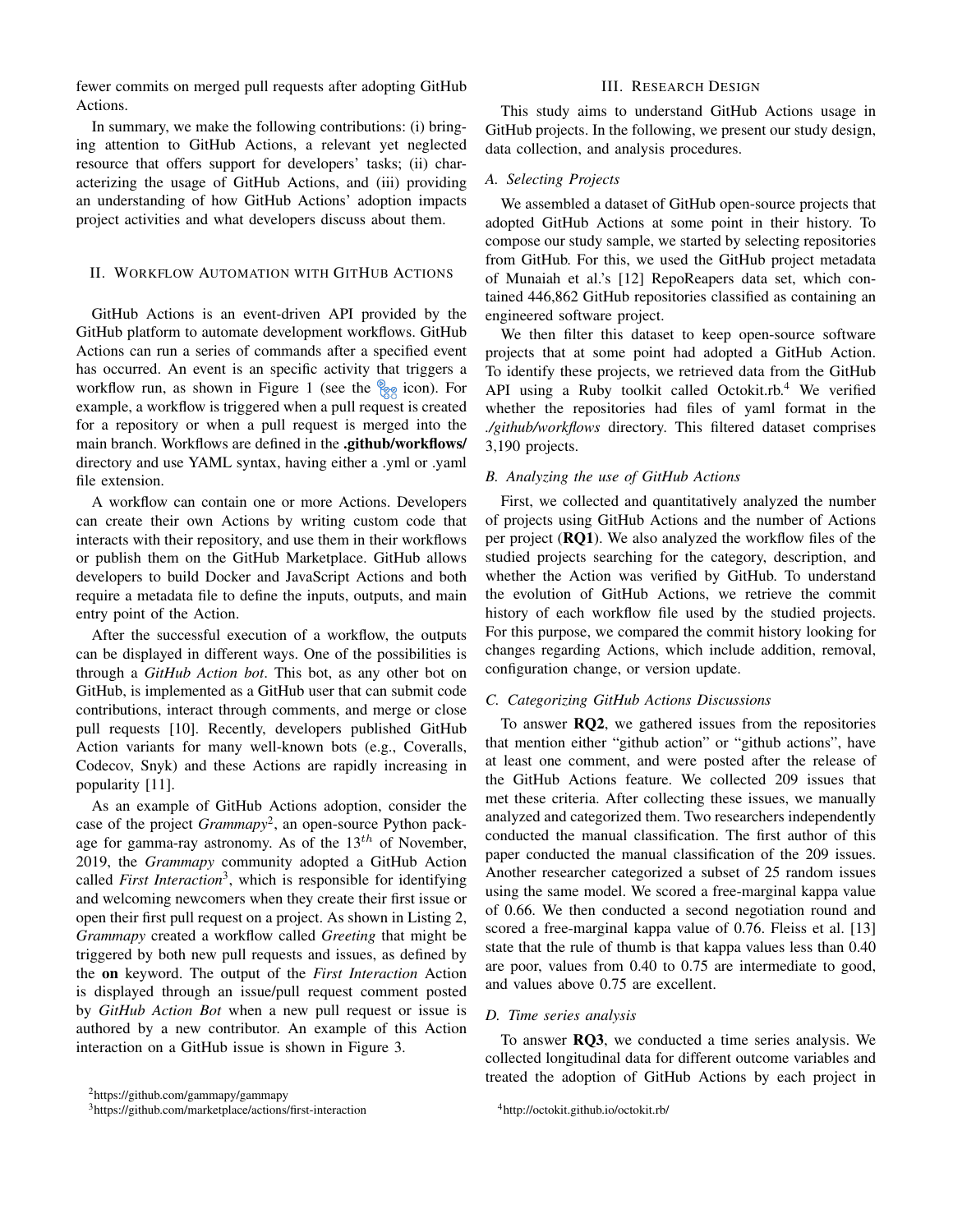fewer commits on merged pull requests after adopting GitHub Actions.

In summary, we make the following contributions: (i) bringing attention to GitHub Actions, a relevant yet neglected resource that offers support for developers' tasks; (ii) characterizing the usage of GitHub Actions, and (iii) providing an understanding of how GitHub Actions' adoption impacts project activities and what developers discuss about them.

## II. Workflow Automation with GitHub Actions

GitHub Actions is an event-driven API provided by the GitHub platform to automate development workflows. GitHub Actions can run a series of commands after a specified event has occurred. An event is an specific activity that triggers a workflow run, as shown in Figure 1 (see the icon). For example, a workflow is triggered when a pull request is created for a repository or when a pull request is merged into the main branch. Workflows are defined in the **.github/workflows/** directory and use YAML syntax, having either a .yml or .yaml file extension.

A workflow can contain one or more Actions. Developers can create their own Actions by writing custom code that interacts with their repository, and use them in their workflows or publish them on the GitHub Marketplace. GitHub allows developers to build Docker and JavaScript Actions and both require a metadata file to define the inputs, outputs, and main entry point of the Action.

After the successful execution of a workflow, the outputs can be displayed in different ways. One of the possibilities is through a *GitHub Action bot*. This bot, as any other bot on GitHub, is implemented as a GitHub user that can submit code contributions, interact through comments, and merge or close pull requests [10]. Recently, developers published GitHub Action variants for many well-known bots (e.g., Coveralls, Codecov, Snyk) and these Actions are rapidly increasing in popularity [11].

As an example of GitHub Actions adoption, consider the case of the project *Grammapy*[2], an open-source Python package for gamma-ray astronomy. As of the $13^{th}$ of November, 2019, the *Grammapy* community adopted a GitHub Action called *First Interaction*[3], which is responsible for identifying and welcoming newcomers when they create their first issue or open their first pull request on a project. As shown in Listing 2, *Grammapy* created a workflow called *Greeting* that might be triggered by both new pull requests and issues, as defined by the **on** keyword. The output of the *First Interaction* Action is displayed through an issue/pull request comment posted by *GitHub Action Bot* when a new pull request or issue is authored by a new contributor. An example of this Action interaction on a GitHub issue is shown in Figure 3.

[2] https://github.com/gammapy/gammapy

[3] https://github.com/marketplace/actions/first-interaction

## III. Research Design

This study aims to understand GitHub Actions usage in GitHub projects. In the following, we present our study design, data collection, and analysis procedures.

### A. Selecting Projects

We assembled a dataset of GitHub open-source projects that adopted GitHub Actions at some point in their history. To compose our study sample, we started by selecting repositories from GitHub. For this, we used the GitHub project metadata of Munaiah et al.'s [12] RepoReapers data set, which contained 446,862 GitHub repositories classified as containing an engineered software project.

We then filter this dataset to keep open-source software projects that at some point had adopted a GitHub Action. To identify these projects, we retrieved data from the GitHub API using a Ruby toolkit called Octokit.rb.[4] We verified whether the repositories had files of yaml format in the *./github/workflows* directory. This filtered dataset comprises 3,190 projects.

### B. Analyzing the use of GitHub Actions

First, we collected and quantitatively analyzed the number of projects using GitHub Actions and the number of Actions per project (**RQ1**). We also analyzed the workflow files of the studied projects searching for the category, description, and whether the Action was verified by GitHub. To understand the evolution of GitHub Actions, we retrieve the commit history of each workflow file used by the studied projects. For this purpose, we compared the commit history looking for changes regarding Actions, which include addition, removal, configuration change, or version update.

### C. Categorizing GitHub Actions Discussions

To answer **RQ2**, we gathered issues from the repositories that mention either "github action" or "github actions", have at least one comment, and were posted after the release of the GitHub Actions feature. We collected 209 issues that met these criteria. After collecting these issues, we manually analyzed and categorized them. Two researchers independently conducted the manual classification. The first author of this paper conducted the manual classification of the 209 issues. Another researcher categorized a subset of 25 random issues using the same model. We scored a free-marginal kappa value of 0.66. We then conducted a second negotiation round and scored a free-marginal kappa value of 0.76. Fleiss et al. [13] state that the rule of thumb is that kappa values less than 0.40 are poor, values from 0.40 to 0.75 are intermediate to good, and values above 0.75 are excellent.

### D. Time series analysis

To answer **RQ3**, we conducted a time series analysis. We collected longitudinal data for different outcome variables and treated the adoption of GitHub Actions by each project in

[4] http://octokit.github.io/octokit.rb/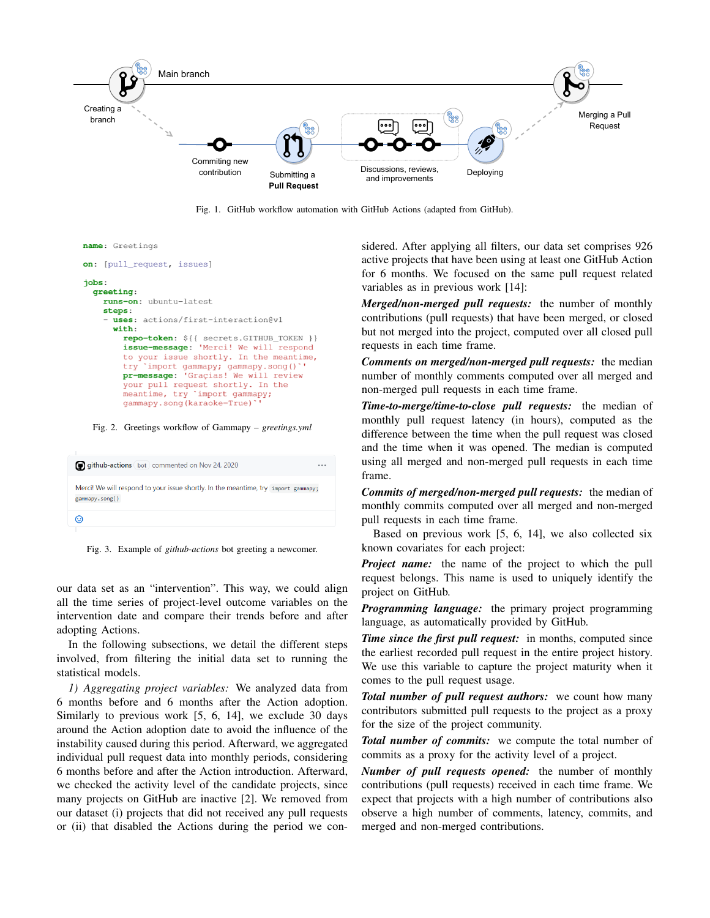Fig. 1. GitHub workflow automation with GitHub Actions (adapted from GitHub).

```yaml
name: Greetings

on: [pull_request, issues]

jobs:
  greeting:
    runs-on: ubuntu-latest
    steps:
    - uses: actions/first-interaction@v1
      with:
        repo-token: ${{ secrets.GITHUB_TOKEN }}
        issue-message: 'Merci! We will respond
        to your issue shortly. In the meantime,
        try `import gammapy; gammapy.song()`'
        pr-message: 'Graçias! We will review
        your pull request shortly. In the
        meantime, try `import gammapy;
        gammapy.song(karaoke=True)`'
```

Fig. 2. Greetings workflow of Gammapy – *greetings.yml*

Fig. 3. Example of *github-actions* bot greeting a newcomer.

our data set as an "intervention". This way, we could align all the time series of project-level outcome variables on the intervention date and compare their trends before and after adopting Actions.

In the following subsections, we detail the different steps involved, from filtering the initial data set to running the statistical models.

*1) Aggregating project variables:* We analyzed data from 6 months before and 6 months after the Action adoption. Similarly to previous work [5, 6, 14], we exclude 30 days around the Action adoption date to avoid the influence of the instability caused during this period. Afterward, we aggregated individual pull request data into monthly periods, considering 6 months before and after the Action introduction. Afterward, we checked the activity level of the candidate projects, since many projects on GitHub are inactive [2]. We removed from our dataset (i) projects that did not received any pull requests or (ii) that disabled the Actions during the period we considered. After applying all filters, our data set comprises 926 active projects that have been using at least one GitHub Action for 6 months. We focused on the same pull request related variables as in previous work [14]:

***Merged/non-merged pull requests:*** the number of monthly contributions (pull requests) that have been merged, or closed but not merged into the project, computed over all closed pull requests in each time frame.

***Comments on merged/non-merged pull requests:*** the median number of monthly comments computed over all merged and non-merged pull requests in each time frame.

***Time-to-merge/time-to-close pull requests:*** the median of monthly pull request latency (in hours), computed as the difference between the time when the pull request was closed and the time when it was opened. The median is computed using all merged and non-merged pull requests in each time frame.

***Commits of merged/non-merged pull requests:*** the median of monthly commits computed over all merged and non-merged pull requests in each time frame.

Based on previous work [5, 6, 14], we also collected six known covariates for each project:

***Project name:*** the name of the project to which the pull request belongs. This name is used to uniquely identify the project on GitHub.

***Programming language:*** the primary project programming language, as automatically provided by GitHub.

***Time since the first pull request:*** in months, computed since the earliest recorded pull request in the entire project history. We use this variable to capture the project maturity when it comes to the pull request usage.

***Total number of pull request authors:*** we count how many contributors submitted pull requests to the project as a proxy for the size of the project community.

***Total number of commits:*** we compute the total number of commits as a proxy for the activity level of a project.

***Number of pull requests opened:*** the number of monthly contributions (pull requests) received in each time frame. We expect that projects with a high number of contributions also observe a high number of comments, latency, commits, and merged and non-merged contributions.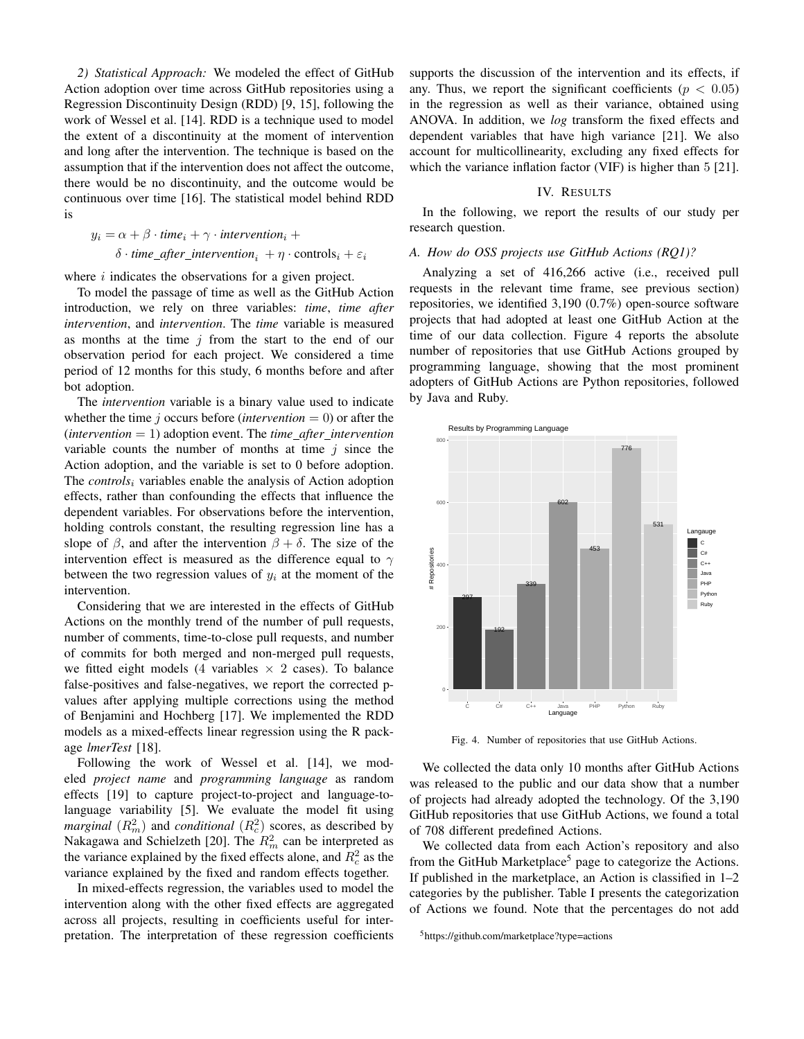*2) Statistical Approach:* We modeled the effect of GitHub Action adoption over time across GitHub repositories using a Regression Discontinuity Design (RDD) [9, 15], following the work of Wessel et al. [14]. RDD is a technique used to model the extent of a discontinuity at the moment of intervention and long after the intervention. The technique is based on the assumption that if the intervention does not affect the outcome, there would be no discontinuity, and the outcome would be continuous over time [16]. The statistical model behind RDD is

$$y_i = \alpha + \beta \cdot \textit{time}_i + \gamma \cdot \textit{intervention}_i + \delta \cdot \textit{time\_after\_intervention}_i + \eta \cdot \text{controls}_i + \varepsilon_i$$

where $i$ indicates the observations for a given project.

To model the passage of time as well as the GitHub Action introduction, we rely on three variables: *time*, *time after intervention*, and *intervention*. The *time* variable is measured as months at the time $j$ from the start to the end of our observation period for each project. We considered a time period of 12 months for this study, 6 months before and after bot adoption.

The *intervention* variable is a binary value used to indicate whether the time $j$ occurs before (*intervention* $= 0$) or after the (*intervention* $= 1$) adoption event. The *time_after_intervention* variable counts the number of months at time $j$ since the Action adoption, and the variable is set to 0 before adoption. The $\textit{controls}_i$ variables enable the analysis of Action adoption effects, rather than confounding the effects that influence the dependent variables. For observations before the intervention, holding controls constant, the resulting regression line has a slope of $\beta$, and after the intervention $\beta + \delta$. The size of the intervention effect is measured as the difference equal to $\gamma$ between the two regression values of $y_i$ at the moment of the intervention.

Considering that we are interested in the effects of GitHub Actions on the monthly trend of the number of pull requests, number of comments, time-to-close pull requests, and number of commits for both merged and non-merged pull requests, we fitted eight models (4 variables $\times$ 2 cases). To balance false-positives and false-negatives, we report the corrected p-values after applying multiple corrections using the method of Benjamini and Hochberg [17]. We implemented the RDD models as a mixed-effects linear regression using the R package *lmerTest* [18].

Following the work of Wessel et al. [14], we modeled *project name* and *programming language* as random effects [19] to capture project-to-project and language-to-language variability [5]. We evaluate the model fit using *marginal* ($R^2_m$) and *conditional* ($R^2_c$) scores, as described by Nakagawa and Schielzeth [20]. The $R^2_m$ can be interpreted as the variance explained by the fixed effects alone, and $R^2_c$ as the variance explained by the fixed and random effects together.

In mixed-effects regression, the variables used to model the intervention along with the other fixed effects are aggregated across all projects, resulting in coefficients useful for interpretation. The interpretation of these regression coefficients supports the discussion of the intervention and its effects, if any. Thus, we report the significant coefficients ($p < 0.05$) in the regression as well as their variance, obtained using ANOVA. In addition, we *log* transform the fixed effects and dependent variables that have high variance [21]. We also account for multicollinearity, excluding any fixed effects for which the variance inflation factor (VIF) is higher than 5 [21].

## IV. Results

In the following, we report the results of our study per research question.

### A. How do OSS projects use GitHub Actions (RQ1)?

Analyzing a set of 416,266 active (i.e., received pull requests in the relevant time frame, see previous section) repositories, we identified 3,190 (0.7%) open-source software projects that had adopted at least one GitHub Action at the time of our data collection. Figure 4 reports the absolute number of repositories that use GitHub Actions grouped by programming language, showing that the most prominent adopters of GitHub Actions are Python repositories, followed by Java and Ruby.

Results by Programming Language

| Language | # Repositories |
|---|---|
| C | 297 |
| C# | 192 |
| C++ | 339 |
| Java | 602 |
| PHP | 453 |
| Python | 776 |
| Ruby | 531 |

Fig. 4. Number of repositories that use GitHub Actions.

We collected the data only 10 months after GitHub Actions was released to the public and our data show that a number of projects had already adopted the technology. Of the 3,190 GitHub repositories that use GitHub Actions, we found a total of 708 different predefined Actions.

We collected data from each Action's repository and also from the GitHub Marketplace[5] page to categorize the Actions. If published in the marketplace, an Action is classified in 1–2 categories by the publisher. Table I presents the categorization of Actions we found. Note that the percentages do not add

[5] https://github.com/marketplace?type=actions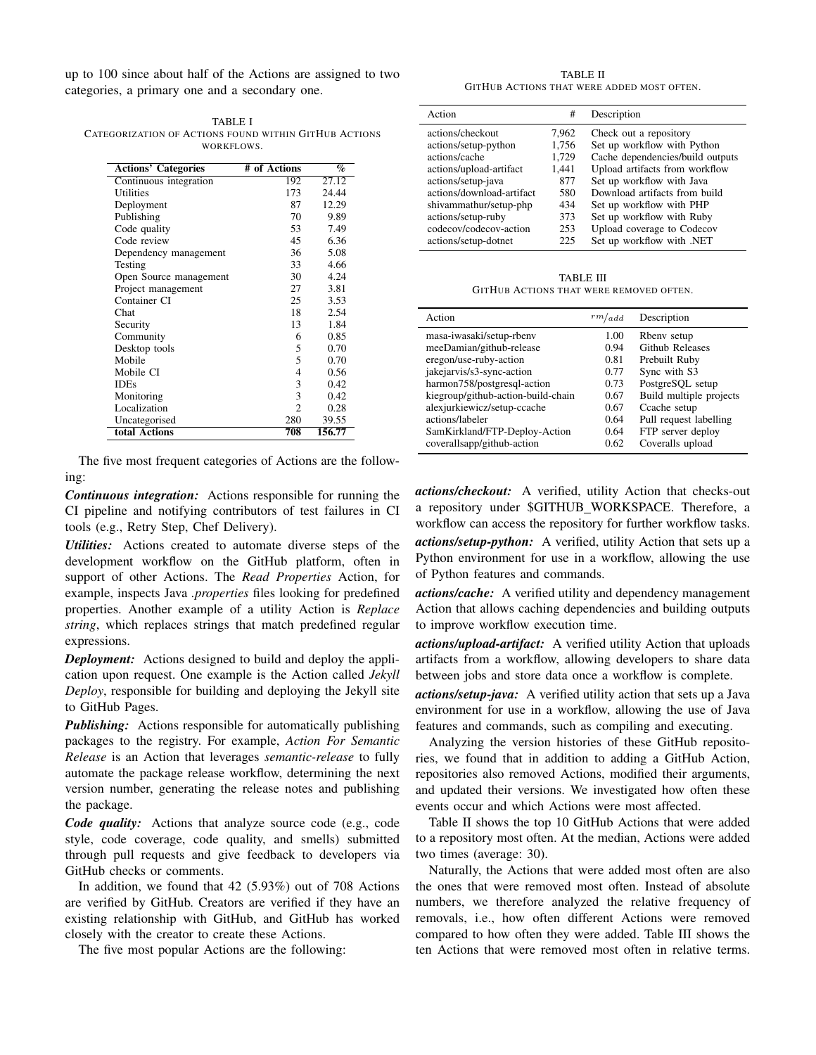up to 100 since about half of the Actions are assigned to two categories, a primary one and a secondary one.

TABLE I
CATEGORIZATION OF ACTIONS FOUND WITHIN GITHUB ACTIONS WORKFLOWS.

| Actions' Categories | # of Actions | % |
|---|---|---|
| Continuous integration | 192 | 27.12 |
| Utilities | 173 | 24.44 |
| Deployment | 87 | 12.29 |
| Publishing | 70 | 9.89 |
| Code quality | 53 | 7.49 |
| Code review | 45 | 6.36 |
| Dependency management | 36 | 5.08 |
| Testing | 33 | 4.66 |
| Open Source management | 30 | 4.24 |
| Project management | 27 | 3.81 |
| Container CI | 25 | 3.53 |
| Chat | 18 | 2.54 |
| Security | 13 | 1.84 |
| Community | 6 | 0.85 |
| Desktop tools | 5 | 0.70 |
| Mobile | 5 | 0.70 |
| Mobile CI | 4 | 0.56 |
| IDEs | 3 | 0.42 |
| Monitoring | 3 | 0.42 |
| Localization | 2 | 0.28 |
| Uncategorised | 280 | 39.55 |
| **total Actions** | **708** | **156.77** |

The five most frequent categories of Actions are the following:

***Continuous integration:*** Actions responsible for running the CI pipeline and notifying contributors of test failures in CI tools (e.g., Retry Step, Chef Delivery).

***Utilities:*** Actions created to automate diverse steps of the development workflow on the GitHub platform, often in support of other Actions. The *Read Properties* Action, for example, inspects Java *.properties* files looking for predefined properties. Another example of a utility Action is *Replace string*, which replaces strings that match predefined regular expressions.

***Deployment:*** Actions designed to build and deploy the application upon request. One example is the Action called *Jekyll Deploy*, responsible for building and deploying the Jekyll site to GitHub Pages.

***Publishing:*** Actions responsible for automatically publishing packages to the registry. For example, *Action For Semantic Release* is an Action that leverages *semantic-release* to fully automate the package release workflow, determining the next version number, generating the release notes and publishing the package.

***Code quality:*** Actions that analyze source code (e.g., code style, code coverage, code quality, and smells) submitted through pull requests and give feedback to developers via GitHub checks or comments.

In addition, we found that 42 (5.93%) out of 708 Actions are verified by GitHub. Creators are verified if they have an existing relationship with GitHub, and GitHub has worked closely with the creator to create these Actions.

The five most popular Actions are the following:

TABLE II
GITHUB ACTIONS THAT WERE ADDED MOST OFTEN.

| Action | # | Description |
|---|---|---|
| actions/checkout | 7,962 | Check out a repository |
| actions/setup-python | 1,756 | Set up workflow with Python |
| actions/cache | 1,729 | Cache dependencies/build outputs |
| actions/upload-artifact | 1,441 | Upload artifacts from workflow |
| actions/setup-java | 877 | Set up workflow with Java |
| actions/download-artifact | 580 | Download artifacts from build |
| shivammathur/setup-php | 434 | Set up workflow with PHP |
| actions/setup-ruby | 373 | Set up workflow with Ruby |
| codecov/codecov-action | 253 | Upload coverage to Codecov |
| actions/setup-dotnet | 225 | Set up workflow with .NET |

TABLE III
GITHUB ACTIONS THAT WERE REMOVED OFTEN.

| Action | $rm/_{add}$ | Description |
|---|---|---|
| masa-iwasaki/setup-rbenv | 1.00 | Rbenv setup |
| meeDamian/github-release | 0.94 | Github Releases |
| eregon/use-ruby-action | 0.81 | Prebuilt Ruby |
| jakejarvis/s3-sync-action | 0.77 | Sync with S3 |
| harmon758/postgresql-action | 0.73 | PostgreSQL setup |
| kiegroup/github-action-build-chain | 0.67 | Build multiple projects |
| alexjurkiewicz/setup-ccache | 0.67 | Ccache setup |
| actions/labeler | 0.64 | Pull request labelling |
| SamKirkland/FTP-Deploy-Action | 0.64 | FTP server deploy |
| coverallsapp/github-action | 0.62 | Coveralls upload |

***actions/checkout:*** A verified, utility Action that checks-out a repository under $GITHUB_WORKSPACE. Therefore, a workflow can access the repository for further workflow tasks.

***actions/setup-python:*** A verified, utility Action that sets up a Python environment for use in a workflow, allowing the use of Python features and commands.

***actions/cache:*** A verified utility and dependency management Action that allows caching dependencies and building outputs to improve workflow execution time.

***actions/upload-artifact:*** A verified utility Action that uploads artifacts from a workflow, allowing developers to share data between jobs and store data once a workflow is complete.

***actions/setup-java:*** A verified utility action that sets up a Java environment for use in a workflow, allowing the use of Java features and commands, such as compiling and executing.

Analyzing the version histories of these GitHub repositories, we found that in addition to adding a GitHub Action, repositories also removed Actions, modified their arguments, and updated their versions. We investigated how often these events occur and which Actions were most affected.

Table II shows the top 10 GitHub Actions that were added to a repository most often. At the median, Actions were added two times (average: 30).

Naturally, the Actions that were added most often are also the ones that were removed most often. Instead of absolute numbers, we therefore analyzed the relative frequency of removals, i.e., how often different Actions were removed compared to how often they were added. Table III shows the ten Actions that were removed most often in relative terms.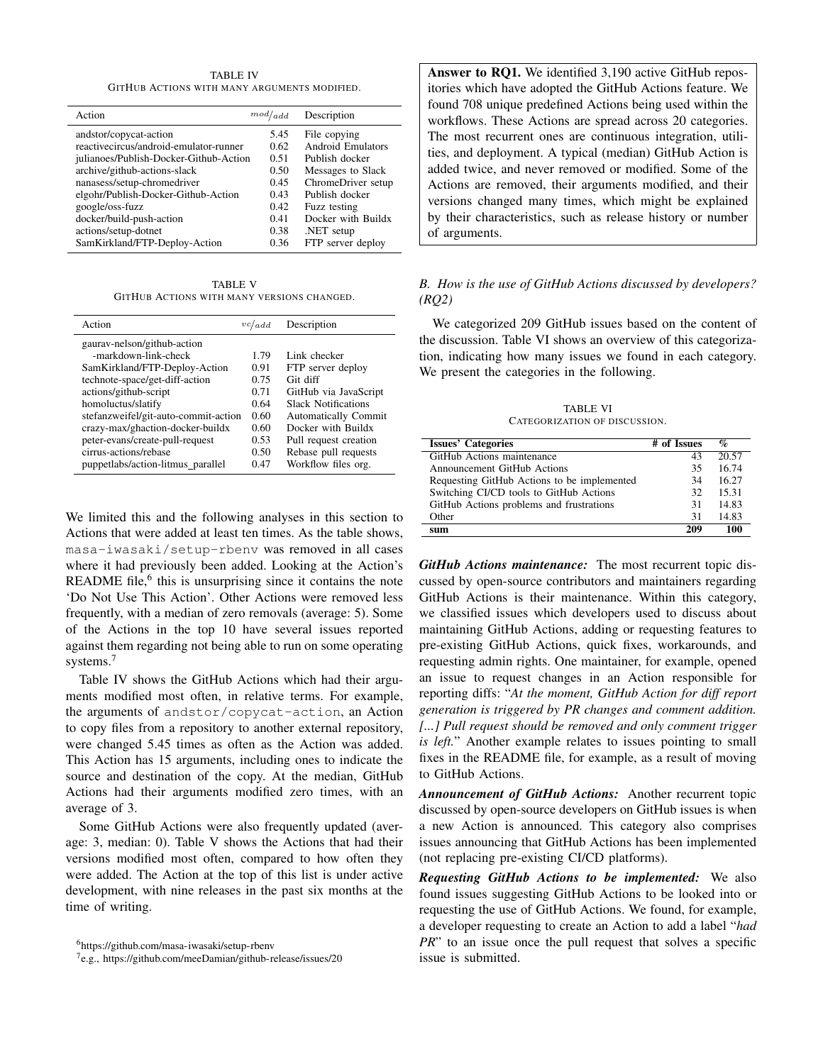TABLE IV
GITHUB ACTIONS WITH MANY ARGUMENTS MODIFIED.

| Action | $mod/_{add}$ | Description |
|---|---|---|
| andstor/copycat-action | 5.45 | File copying |
| reactivecircus/android-emulator-runner | 0.62 | Android Emulators |
| julianoes/Publish-Docker-Github-Action | 0.51 | Publish docker |
| archive/github-actions-slack | 0.50 | Messages to Slack |
| nanasess/setup-chromedriver | 0.45 | ChromeDriver setup |
| elgohr/Publish-Docker-Github-Action | 0.43 | Publish docker |
| google/oss-fuzz | 0.42 | Fuzz testing |
| docker/build-push-action | 0.41 | Docker with Buildx |
| actions/setup-dotnet | 0.38 | .NET setup |
| SamKirkland/FTP-Deploy-Action | 0.36 | FTP server deploy |

TABLE V
GITHUB ACTIONS WITH MANY VERSIONS CHANGED.

| Action | $vc/_{add}$ | Description |
|---|---|---|
| gaurav-nelson/github-action -markdown-link-check | 1.79 | Link checker |
| SamKirkland/FTP-Deploy-Action | 0.91 | FTP server deploy |
| technote-space/get-diff-action | 0.75 | Git diff |
| actions/github-script | 0.71 | GitHub via JavaScript |
| homoluctus/slatify | 0.64 | Slack Notifications |
| stefanzweifel/git-auto-commit-action | 0.60 | Automatically Commit |
| crazy-max/ghaction-docker-buildx | 0.60 | Docker with Buildx |
| peter-evans/create-pull-request | 0.53 | Pull request creation |
| cirrus-actions/rebase | 0.50 | Rebase pull requests |
| puppetlabs/action-litmus_parallel | 0.47 | Workflow files org. |

We limited this and the following analyses in this section to Actions that were added at least ten times. As the table shows, `masa-iwasaki/setup-rbenv` was removed in all cases where it had previously been added. Looking at the Action's README file,[6] this is unsurprising since it contains the note 'Do Not Use This Action'. Other Actions were removed less frequently, with a median of zero removals (average: 5). Some of the Actions in the top 10 have several issues reported against them regarding not being able to run on some operating systems.[7]

Table IV shows the GitHub Actions which had their arguments modified most often, in relative terms. For example, the arguments of `andstor/copycat-action`, an Action to copy files from a repository to another external repository, were changed 5.45 times as often as the Action was added. This Action has 15 arguments, including ones to indicate the source and destination of the copy. At the median, GitHub Actions had their arguments modified zero times, with an average of 3.

Some GitHub Actions were also frequently updated (average: 3, median: 0). Table V shows the Actions that had their versions modified most often, compared to how often they were added. The Action at the top of this list is under active development, with nine releases in the past six months at the time of writing.

[6] https://github.com/masa-iwasaki/setup-rbenv

[7] e.g., https://github.com/meeDamian/github-release/issues/20

**Answer to RQ1.** We identified 3,190 active GitHub repositories which have adopted the GitHub Actions feature. We found 708 unique predefined Actions being used within the workflows. These Actions are spread across 20 categories. The most recurrent ones are continuous integration, utilities, and deployment. A typical (median) GitHub Action is added twice, and never removed or modified. Some of the Actions are removed, their arguments modified, and their versions changed many times, which might be explained by their characteristics, such as release history or number of arguments.

### B. How is the use of GitHub Actions discussed by developers? (RQ2)

We categorized 209 GitHub issues based on the content of the discussion. Table VI shows an overview of this categorization, indicating how many issues we found in each category. We present the categories in the following.

TABLE VI
CATEGORIZATION OF DISCUSSION.

| Issues' Categories | # of Issues | % |
|---|---|---|
| GitHub Actions maintenance | 43 | 20.57 |
| Announcement GitHub Actions | 35 | 16.74 |
| Requesting GitHub Actions to be implemented | 34 | 16.27 |
| Switching CI/CD tools to GitHub Actions | 32 | 15.31 |
| GitHub Actions problems and frustrations | 31 | 14.83 |
| Other | 31 | 14.83 |
| **sum** | **209** | **100** |

***GitHub Actions maintenance:*** The most recurrent topic discussed by open-source contributors and maintainers regarding GitHub Actions is their maintenance. Within this category, we classified issues which developers used to discuss about maintaining GitHub Actions, adding or requesting features to pre-existing GitHub Actions, quick fixes, workarounds, and requesting admin rights. One maintainer, for example, opened an issue to request changes in an Action responsible for reporting diffs: "*At the moment, GitHub Action for diff report generation is triggered by PR changes and comment addition. [...] Pull request should be removed and only comment trigger is left.*" Another example relates to issues pointing to small fixes in the README file, for example, as a result of moving to GitHub Actions.

***Announcement of GitHub Actions:*** Another recurrent topic discussed by open-source developers on GitHub issues is when a new Action is announced. This category also comprises issues announcing that GitHub Actions has been implemented (not replacing pre-existing CI/CD platforms).

***Requesting GitHub Actions to be implemented:*** We also found issues suggesting GitHub Actions to be looked into or requesting the use of GitHub Actions. We found, for example, a developer requesting to create an Action to add a label "*had PR*" to an issue once the pull request that solves a specific issue is submitted.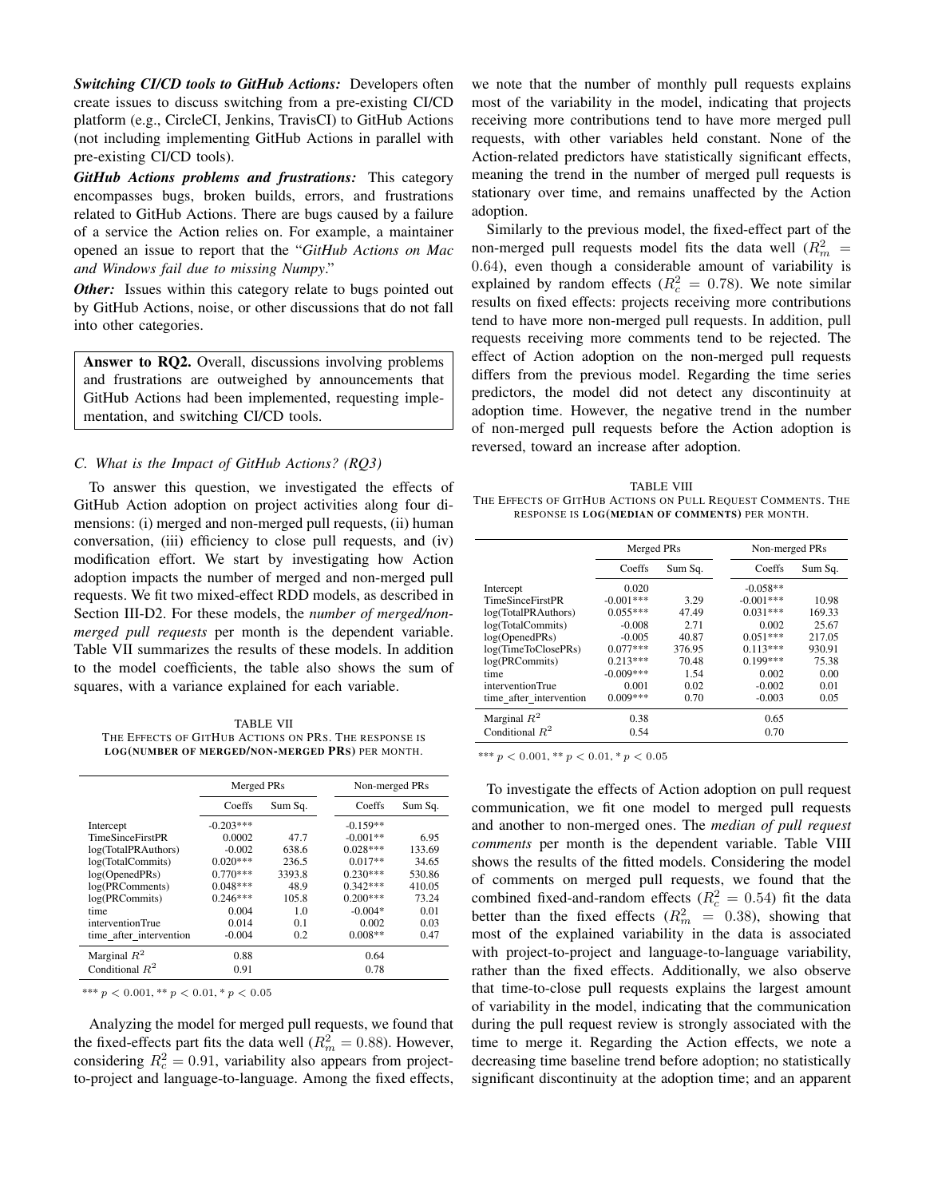***Switching CI/CD tools to GitHub Actions:*** Developers often create issues to discuss switching from a pre-existing CI/CD platform (e.g., CircleCI, Jenkins, TravisCI) to GitHub Actions (not including implementing GitHub Actions in parallel with pre-existing CI/CD tools).

***GitHub Actions problems and frustrations:*** This category encompasses bugs, broken builds, errors, and frustrations related to GitHub Actions. There are bugs caused by a failure of a service the Action relies on. For example, a maintainer opened an issue to report that the "*GitHub Actions on Mac and Windows fail due to missing Numpy*."

***Other:*** Issues within this category relate to bugs pointed out by GitHub Actions, noise, or other discussions that do not fall into other categories.

> **Answer to RQ2.** Overall, discussions involving problems and frustrations are outweighed by announcements that GitHub Actions had been implemented, requesting implementation, and switching CI/CD tools.

### C. What is the Impact of GitHub Actions? (RQ3)

To answer this question, we investigated the effects of GitHub Action adoption on project activities along four dimensions: (i) merged and non-merged pull requests, (ii) human conversation, (iii) efficiency to close pull requests, and (iv) modification effort. We start by investigating how Action adoption impacts the number of merged and non-merged pull requests. We fit two mixed-effect RDD models, as described in Section III-D2. For these models, the *number of merged/non-merged pull requests* per month is the dependent variable. Table VII summarizes the results of these models. In addition to the model coefficients, the table also shows the sum of squares, with a variance explained for each variable.

TABLE VII
THE EFFECTS OF GITHUB ACTIONS ON PRS. THE RESPONSE IS **LOG(NUMBER OF MERGED/NON-MERGED PRS)** PER MONTH.

| | Merged PRs | | Non-merged PRs | |
|---|---|---|---|---|
| | Coeffs | Sum Sq. | Coeffs | Sum Sq. |
| Intercept | -0.203*** | | -0.159** | |
| TimeSinceFirstPR | 0.0002 | 47.7 | -0.001** | 6.95 |
| log(TotalPRAuthors) | -0.002 | 638.6 | 0.028*** | 133.69 |
| log(TotalCommits) | 0.020*** | 236.5 | 0.017** | 34.65 |
| log(OpenedPRs) | 0.770*** | 3393.8 | 0.230*** | 530.86 |
| log(PRComments) | 0.048*** | 48.9 | 0.342*** | 410.05 |
| log(PRCommits) | 0.246*** | 105.8 | 0.200*** | 73.24 |
| time | 0.004 | 1.0 | -0.004* | 0.01 |
| interventionTrue | 0.014 | 0.1 | 0.002 | 0.03 |
| time_after_intervention | -0.004 | 0.2 | 0.008** | 0.47 |
| Marginal $R^2$ | 0.88 | | 0.64 | |
| Conditional $R^2$ | 0.91 | | 0.78 | |

*** $p < 0.001$, ** $p < 0.01$, * $p < 0.05$

Analyzing the model for merged pull requests, we found that the fixed-effects part fits the data well ($R^2_m = 0.88$). However, considering $R^2_c = 0.91$, variability also appears from project-to-project and language-to-language. Among the fixed effects, we note that the number of monthly pull requests explains most of the variability in the model, indicating that projects receiving more contributions tend to have more merged pull requests, with other variables held constant. None of the Action-related predictors have statistically significant effects, meaning the trend in the number of merged pull requests is stationary over time, and remains unaffected by the Action adoption.

Similarly to the previous model, the fixed-effect part of the non-merged pull requests model fits the data well ($R^2_m = 0.64$), even though a considerable amount of variability is explained by random effects ($R^2_c = 0.78$). We note similar results on fixed effects: projects receiving more contributions tend to have more non-merged pull requests. In addition, pull requests receiving more comments tend to be rejected. The effect of Action adoption on the non-merged pull requests differs from the previous model. Regarding the time series predictors, the model did not detect any discontinuity at adoption time. However, the negative trend in the number of non-merged pull requests before the Action adoption is reversed, toward an increase after adoption.

TABLE VIII
THE EFFECTS OF GITHUB ACTIONS ON PULL REQUEST COMMENTS. THE RESPONSE IS **LOG(MEDIAN OF COMMENTS)** PER MONTH.

| | Merged PRs | | Non-merged PRs | |
|---|---|---|---|---|
| | Coeffs | Sum Sq. | Coeffs | Sum Sq. |
| Intercept | 0.020 | | -0.058** | |
| TimeSinceFirstPR | -0.001*** | 3.29 | -0.001*** | 10.98 |
| log(TotalPRAuthors) | 0.055*** | 47.49 | 0.031*** | 169.33 |
| log(TotalCommits) | -0.008 | 2.71 | 0.002 | 25.67 |
| log(OpenedPRs) | -0.005 | 40.87 | 0.051*** | 217.05 |
| log(TimeToClosePRs) | 0.077*** | 376.95 | 0.113*** | 930.91 |
| log(PRCommits) | 0.213*** | 70.48 | 0.199*** | 75.38 |
| time | -0.009*** | 1.54 | 0.002 | 0.00 |
| interventionTrue | 0.001 | 0.02 | -0.002 | 0.01 |
| time_after_intervention | 0.009*** | 0.70 | -0.003 | 0.05 |
| Marginal $R^2$ | 0.38 | | 0.65 | |
| Conditional $R^2$ | 0.54 | | 0.70 | |

*** $p < 0.001$, ** $p < 0.01$, * $p < 0.05$

To investigate the effects of Action adoption on pull request communication, we fit one model to merged pull requests and another to non-merged ones. The *median of pull request comments* per month is the dependent variable. Table VIII shows the results of the fitted models. Considering the model of comments on merged pull requests, we found that the combined fixed-and-random effects ($R^2_c = 0.54$) fit the data better than the fixed effects ($R^2_m = 0.38$), showing that most of the explained variability in the data is associated with project-to-project and language-to-language variability, rather than the fixed effects. Additionally, we also observe that time-to-close pull requests explains the largest amount of variability in the model, indicating that the communication during the pull request review is strongly associated with the time to merge it. Regarding the Action effects, we note a decreasing time baseline trend before adoption; no statistically significant discontinuity at the adoption time; and an apparent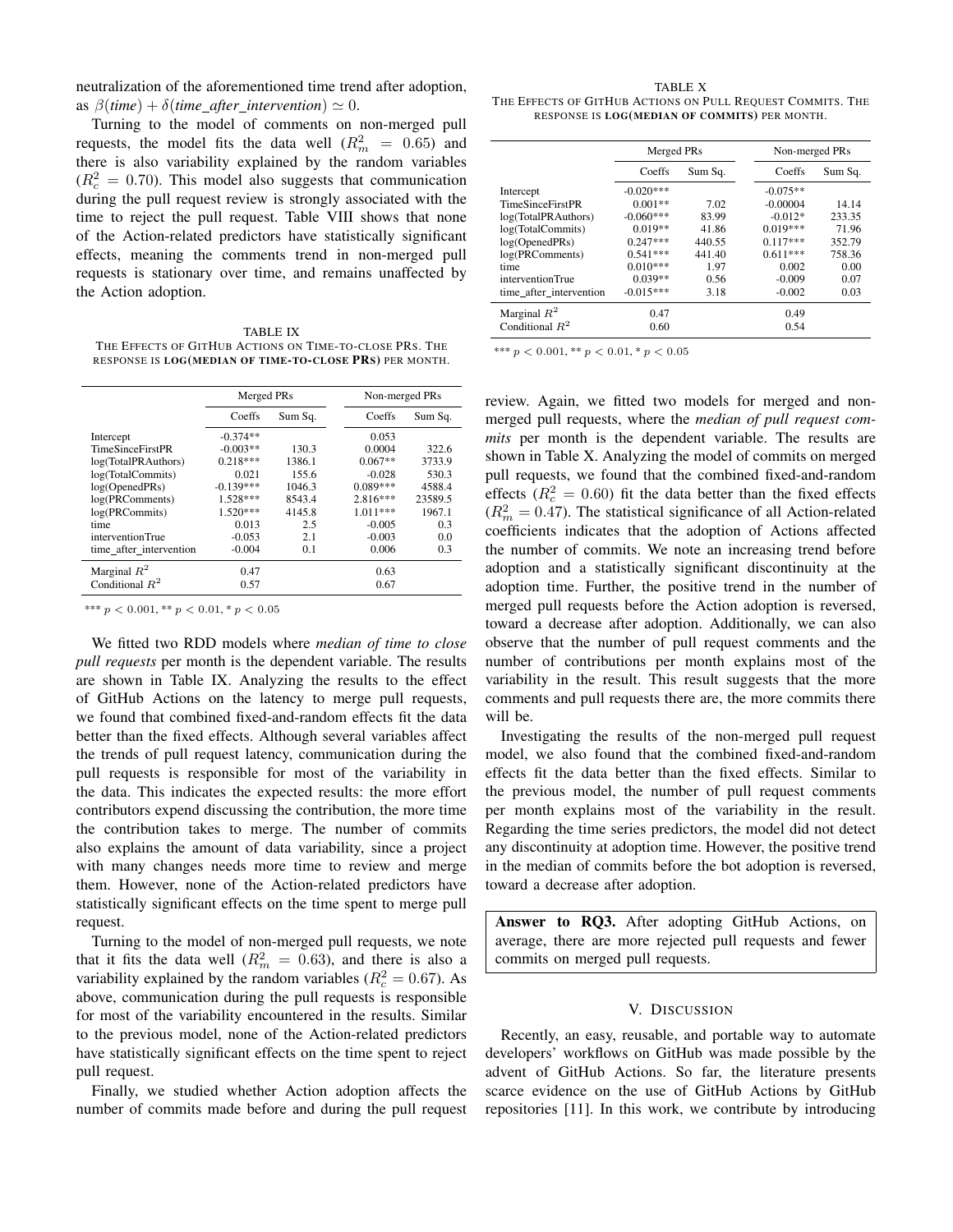neutralization of the aforementioned time trend after adoption, as $\beta(time) + \delta(time\_after\_intervention) \simeq 0$.

Turning to the model of comments on non-merged pull requests, the model fits the data well ($R^2_m = 0.65$) and there is also variability explained by the random variables ($R^2_c = 0.70$). This model also suggests that communication during the pull request review is strongly associated with the time to reject the pull request. Table VIII shows that none of the Action-related predictors have statistically significant effects, meaning the comments trend in non-merged pull requests is stationary over time, and remains unaffected by the Action adoption.

TABLE IX
THE EFFECTS OF GITHUB ACTIONS ON TIME-TO-CLOSE PRS. THE RESPONSE IS **LOG(MEDIAN OF TIME-TO-CLOSE PRS)** PER MONTH.

| | Merged PRs | | Non-merged PRs | |
|---|---|---|---|---|
| | Coeffs | Sum Sq. | Coeffs | Sum Sq. |
| Intercept | -0.374** | | 0.053 | |
| TimeSinceFirstPR | -0.003** | 130.3 | 0.0004 | 322.6 |
| log(TotalPRAuthors) | 0.218*** | 1386.1 | 0.067** | 3733.9 |
| log(TotalCommits) | 0.021 | 155.6 | -0.028 | 530.3 |
| log(OpenedPRs) | -0.139*** | 1046.3 | 0.089*** | 4588.4 |
| log(PRComments) | 1.528*** | 8543.4 | 2.816*** | 23589.5 |
| log(PRCommits) | 1.520*** | 4145.8 | 1.011*** | 1967.1 |
| time | 0.013 | 2.5 | -0.005 | 0.3 |
| interventionTrue | -0.053 | 2.1 | -0.003 | 0.0 |
| time_after_intervention | -0.004 | 0.1 | 0.006 | 0.3 |
| Marginal $R^2$ | 0.47 | | 0.63 | |
| Conditional $R^2$ | 0.57 | | 0.67 | |

*** $p < 0.001$, ** $p < 0.01$, * $p < 0.05$

We fitted two RDD models where *median of time to close pull requests* per month is the dependent variable. The results are shown in Table IX. Analyzing the results to the effect of GitHub Actions on the latency to merge pull requests, we found that combined fixed-and-random effects fit the data better than the fixed effects. Although several variables affect the trends of pull request latency, communication during the pull requests is responsible for most of the variability in the data. This indicates the expected results: the more effort contributors expend discussing the contribution, the more time the contribution takes to merge. The number of commits also explains the amount of data variability, since a project with many changes needs more time to review and merge them. However, none of the Action-related predictors have statistically significant effects on the time spent to merge pull request.

Turning to the model of non-merged pull requests, we note that it fits the data well ($R^2_m = 0.63$), and there is also a variability explained by the random variables ($R^2_c = 0.67$). As above, communication during the pull requests is responsible for most of the variability encountered in the results. Similar to the previous model, none of the Action-related predictors have statistically significant effects on the time spent to reject pull request.

Finally, we studied whether Action adoption affects the number of commits made before and during the pull request review. Again, we fitted two models for merged and non-merged pull requests, where the *median of pull request commits* per month is the dependent variable. The results are shown in Table X. Analyzing the model of commits on merged pull requests, we found that the combined fixed-and-random effects ($R^2_c = 0.60$) fit the data better than the fixed effects ($R^2_m = 0.47$). The statistical significance of all Action-related coefficients indicates that the adoption of Actions affected the number of commits. We note an increasing trend before adoption and a statistically significant discontinuity at the adoption time. Further, the positive trend in the number of merged pull requests before the Action adoption is reversed, toward a decrease after adoption. Additionally, we can also observe that the number of pull request comments and the number of contributions per month explains most of the variability in the result. This result suggests that the more comments and pull requests there are, the more commits there will be.

TABLE X
THE EFFECTS OF GITHUB ACTIONS ON PULL REQUEST COMMITS. THE RESPONSE IS **LOG(MEDIAN OF COMMITS)** PER MONTH.

| | Merged PRs | | Non-merged PRs | |
|---|---|---|---|---|
| | Coeffs | Sum Sq. | Coeffs | Sum Sq. |
| Intercept | -0.020*** | | -0.075** | |
| TimeSinceFirstPR | 0.001** | 7.02 | -0.00004 | 14.14 |
| log(TotalPRAuthors) | -0.060*** | 83.99 | -0.012* | 233.35 |
| log(TotalCommits) | 0.019** | 41.86 | 0.019*** | 71.96 |
| log(OpenedPRs) | 0.247*** | 440.55 | 0.117*** | 352.79 |
| log(PRComments) | 0.541*** | 441.40 | 0.611*** | 758.36 |
| time | 0.010*** | 1.97 | 0.002 | 0.00 |
| interventionTrue | 0.039** | 0.56 | -0.009 | 0.07 |
| time_after_intervention | -0.015*** | 3.18 | -0.002 | 0.03 |
| Marginal $R^2$ | 0.47 | | 0.49 | |
| Conditional $R^2$ | 0.60 | | 0.54 | |

*** $p < 0.001$, ** $p < 0.01$, * $p < 0.05$

Investigating the results of the non-merged pull request model, we also found that the combined fixed-and-random effects fit the data better than the fixed effects. Similar to the previous model, the number of pull request comments per month explains most of the variability in the result. Regarding the time series predictors, the model did not detect any discontinuity at adoption time. However, the positive trend in the median of commits before the bot adoption is reversed, toward a decrease after adoption.

**Answer to RQ3.** After adopting GitHub Actions, on average, there are more rejected pull requests and fewer commits on merged pull requests.

## V. DISCUSSION

Recently, an easy, reusable, and portable way to automate developers' workflows on GitHub was made possible by the advent of GitHub Actions. So far, the literature presents scarce evidence on the use of GitHub Actions by GitHub repositories [11]. In this work, we contribute by introducing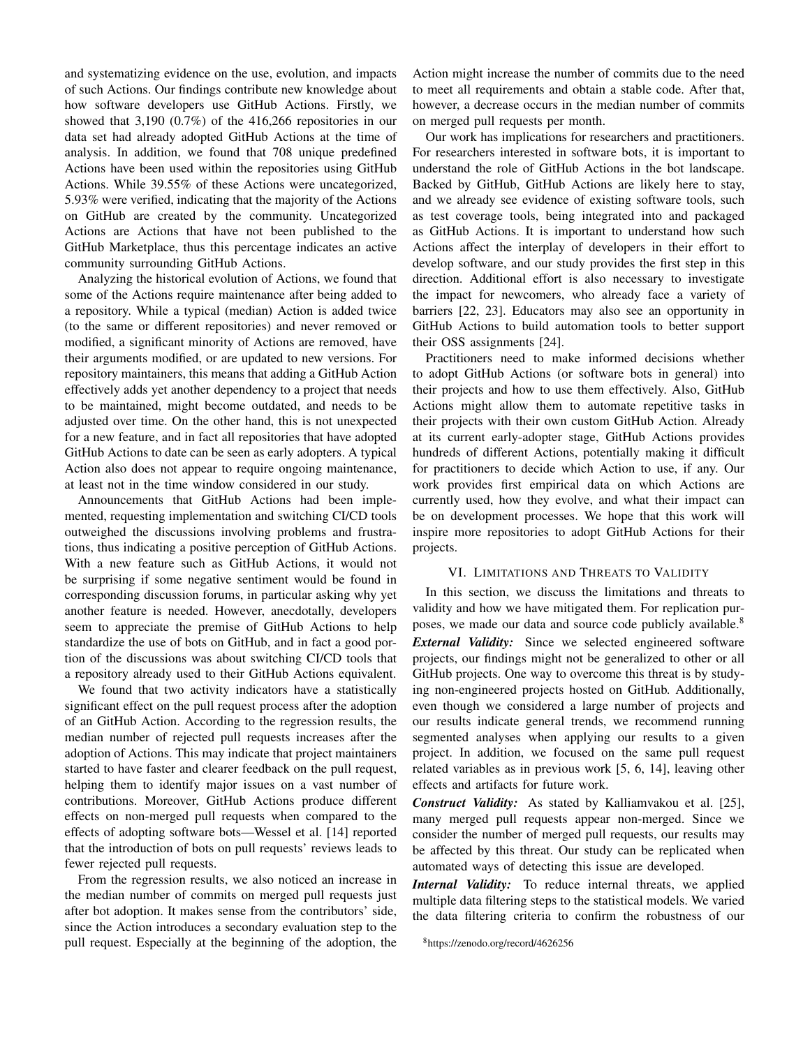and systematizing evidence on the use, evolution, and impacts of such Actions. Our findings contribute new knowledge about how software developers use GitHub Actions. Firstly, we showed that 3,190 (0.7%) of the 416,266 repositories in our data set had already adopted GitHub Actions at the time of analysis. In addition, we found that 708 unique predefined Actions have been used within the repositories using GitHub Actions. While 39.55% of these Actions were uncategorized, 5.93% were verified, indicating that the majority of the Actions on GitHub are created by the community. Uncategorized Actions are Actions that have not been published to the GitHub Marketplace, thus this percentage indicates an active community surrounding GitHub Actions.

Analyzing the historical evolution of Actions, we found that some of the Actions require maintenance after being added to a repository. While a typical (median) Action is added twice (to the same or different repositories) and never removed or modified, a significant minority of Actions are removed, have their arguments modified, or are updated to new versions. For repository maintainers, this means that adding a GitHub Action effectively adds yet another dependency to a project that needs to be maintained, might become outdated, and needs to be adjusted over time. On the other hand, this is not unexpected for a new feature, and in fact all repositories that have adopted GitHub Actions to date can be seen as early adopters. A typical Action also does not appear to require ongoing maintenance, at least not in the time window considered in our study.

Announcements that GitHub Actions had been implemented, requesting implementation and switching CI/CD tools outweighed the discussions involving problems and frustrations, thus indicating a positive perception of GitHub Actions. With a new feature such as GitHub Actions, it would not be surprising if some negative sentiment would be found in corresponding discussion forums, in particular asking why yet another feature is needed. However, anecdotally, developers seem to appreciate the premise of GitHub Actions to help standardize the use of bots on GitHub, and in fact a good portion of the discussions was about switching CI/CD tools that a repository already used to their GitHub Actions equivalent.

We found that two activity indicators have a statistically significant effect on the pull request process after the adoption of an GitHub Action. According to the regression results, the median number of rejected pull requests increases after the adoption of Actions. This may indicate that project maintainers started to have faster and clearer feedback on the pull request, helping them to identify major issues on a vast number of contributions. Moreover, GitHub Actions produce different effects on non-merged pull requests when compared to the effects of adopting software bots—Wessel et al. [14] reported that the introduction of bots on pull requests' reviews leads to fewer rejected pull requests.

From the regression results, we also noticed an increase in the median number of commits on merged pull requests just after bot adoption. It makes sense from the contributors' side, since the Action introduces a secondary evaluation step to the pull request. Especially at the beginning of the adoption, the Action might increase the number of commits due to the need to meet all requirements and obtain a stable code. After that, however, a decrease occurs in the median number of commits on merged pull requests per month.

Our work has implications for researchers and practitioners. For researchers interested in software bots, it is important to understand the role of GitHub Actions in the bot landscape. Backed by GitHub, GitHub Actions are likely here to stay, and we already see evidence of existing software tools, such as test coverage tools, being integrated into and packaged as GitHub Actions. It is important to understand how such Actions affect the interplay of developers in their effort to develop software, and our study provides the first step in this direction. Additional effort is also necessary to investigate the impact for newcomers, who already face a variety of barriers [22, 23]. Educators may also see an opportunity in GitHub Actions to build automation tools to better support their OSS assignments [24].

Practitioners need to make informed decisions whether to adopt GitHub Actions (or software bots in general) into their projects and how to use them effectively. Also, GitHub Actions might allow them to automate repetitive tasks in their projects with their own custom GitHub Action. Already at its current early-adopter stage, GitHub Actions provides hundreds of different Actions, potentially making it difficult for practitioners to decide which Action to use, if any. Our work provides first empirical data on which Actions are currently used, how they evolve, and what their impact can be on development processes. We hope that this work will inspire more repositories to adopt GitHub Actions for their projects.

## VI. Limitations and Threats to Validity

In this section, we discuss the limitations and threats to validity and how we have mitigated them. For replication purposes, we made our data and source code publicly available.[8]

***External Validity:*** Since we selected engineered software projects, our findings might not be generalized to other or all GitHub projects. One way to overcome this threat is by studying non-engineered projects hosted on GitHub. Additionally, even though we considered a large number of projects and our results indicate general trends, we recommend running segmented analyses when applying our results to a given project. In addition, we focused on the same pull request related variables as in previous work [5, 6, 14], leaving other effects and artifacts for future work.

***Construct Validity:*** As stated by Kalliamvakou et al. [25], many merged pull requests appear non-merged. Since we consider the number of merged pull requests, our results may be affected by this threat. Our study can be replicated when automated ways of detecting this issue are developed.

***Internal Validity:*** To reduce internal threats, we applied multiple data filtering steps to the statistical models. We varied the data filtering criteria to confirm the robustness of our

[8]https://zenodo.org/record/4626256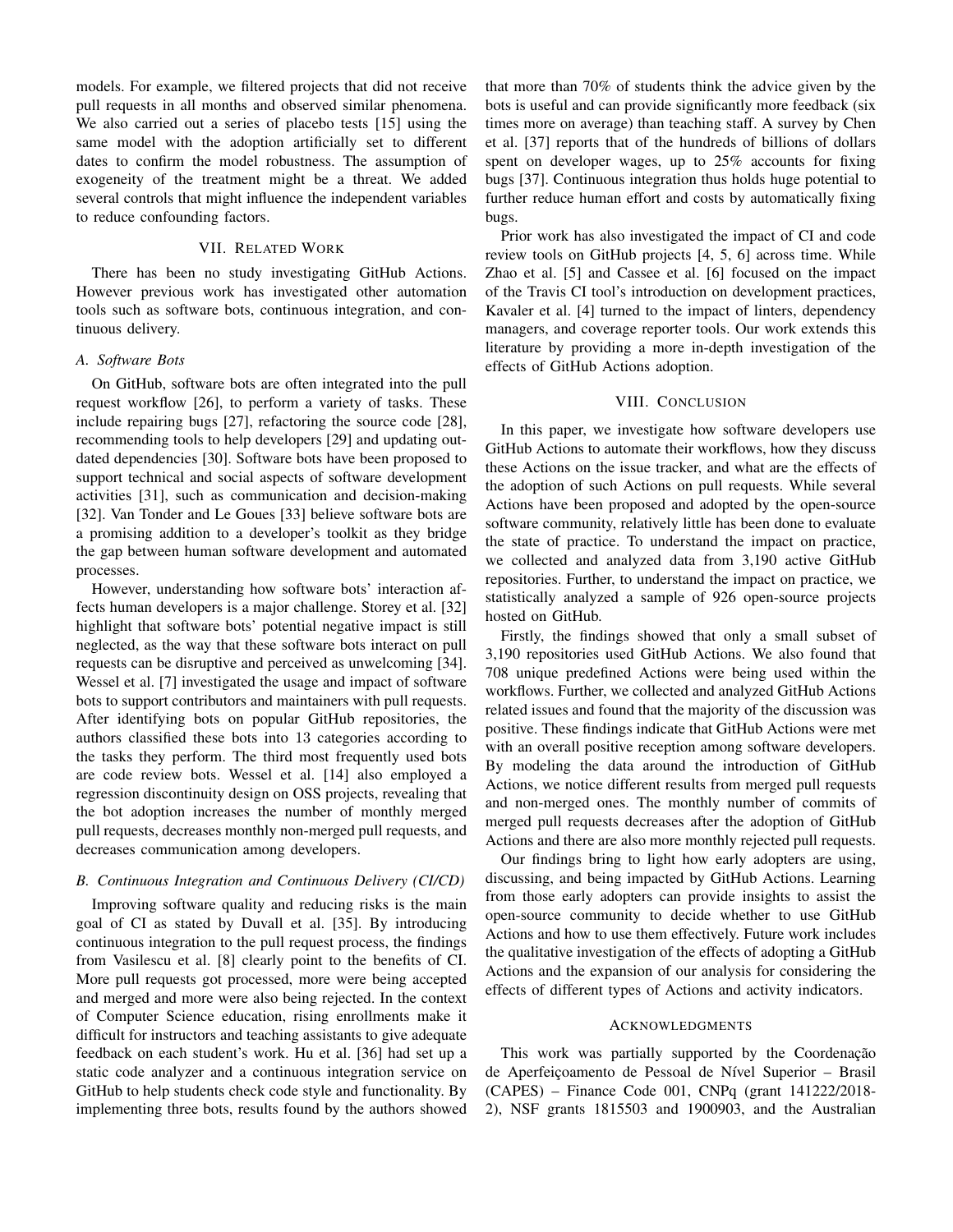models. For example, we filtered projects that did not receive pull requests in all months and observed similar phenomena. We also carried out a series of placebo tests [15] using the same model with the adoption artificially set to different dates to confirm the model robustness. The assumption of exogeneity of the treatment might be a threat. We added several controls that might influence the independent variables to reduce confounding factors.

## VII. Related Work

There has been no study investigating GitHub Actions. However previous work has investigated other automation tools such as software bots, continuous integration, and continuous delivery.

### *A. Software Bots*

On GitHub, software bots are often integrated into the pull request workflow [26], to perform a variety of tasks. These include repairing bugs [27], refactoring the source code [28], recommending tools to help developers [29] and updating outdated dependencies [30]. Software bots have been proposed to support technical and social aspects of software development activities [31], such as communication and decision-making [32]. Van Tonder and Le Goues [33] believe software bots are a promising addition to a developer's toolkit as they bridge the gap between human software development and automated processes.

However, understanding how software bots' interaction affects human developers is a major challenge. Storey et al. [32] highlight that software bots' potential negative impact is still neglected, as the way that these software bots interact on pull requests can be disruptive and perceived as unwelcoming [34]. Wessel et al. [7] investigated the usage and impact of software bots to support contributors and maintainers with pull requests. After identifying bots on popular GitHub repositories, the authors classified these bots into 13 categories according to the tasks they perform. The third most frequently used bots are code review bots. Wessel et al. [14] also employed a regression discontinuity design on OSS projects, revealing that the bot adoption increases the number of monthly merged pull requests, decreases monthly non-merged pull requests, and decreases communication among developers.

### *B. Continuous Integration and Continuous Delivery (CI/CD)*

Improving software quality and reducing risks is the main goal of CI as stated by Duvall et al. [35]. By introducing continuous integration to the pull request process, the findings from Vasilescu et al. [8] clearly point to the benefits of CI. More pull requests got processed, more were being accepted and merged and more were also being rejected. In the context of Computer Science education, rising enrollments make it difficult for instructors and teaching assistants to give adequate feedback on each student's work. Hu et al. [36] had set up a static code analyzer and a continuous integration service on GitHub to help students check code style and functionality. By implementing three bots, results found by the authors showed that more than 70% of students think the advice given by the bots is useful and can provide significantly more feedback (six times more on average) than teaching staff. A survey by Chen et al. [37] reports that of the hundreds of billions of dollars spent on developer wages, up to 25% accounts for fixing bugs [37]. Continuous integration thus holds huge potential to further reduce human effort and costs by automatically fixing bugs.

Prior work has also investigated the impact of CI and code review tools on GitHub projects [4, 5, 6] across time. While Zhao et al. [5] and Cassee et al. [6] focused on the impact of the Travis CI tool's introduction on development practices, Kavaler et al. [4] turned to the impact of linters, dependency managers, and coverage reporter tools. Our work extends this literature by providing a more in-depth investigation of the effects of GitHub Actions adoption.

## VIII. Conclusion

In this paper, we investigate how software developers use GitHub Actions to automate their workflows, how they discuss these Actions on the issue tracker, and what are the effects of the adoption of such Actions on pull requests. While several Actions have been proposed and adopted by the open-source software community, relatively little has been done to evaluate the state of practice. To understand the impact on practice, we collected and analyzed data from 3,190 active GitHub repositories. Further, to understand the impact on practice, we statistically analyzed a sample of 926 open-source projects hosted on GitHub.

Firstly, the findings showed that only a small subset of 3,190 repositories used GitHub Actions. We also found that 708 unique predefined Actions were being used within the workflows. Further, we collected and analyzed GitHub Actions related issues and found that the majority of the discussion was positive. These findings indicate that GitHub Actions were met with an overall positive reception among software developers. By modeling the data around the introduction of GitHub Actions, we notice different results from merged pull requests and non-merged ones. The monthly number of commits of merged pull requests decreases after the adoption of GitHub Actions and there are also more monthly rejected pull requests.

Our findings bring to light how early adopters are using, discussing, and being impacted by GitHub Actions. Learning from those early adopters can provide insights to assist the open-source community to decide whether to use GitHub Actions and how to use them effectively. Future work includes the qualitative investigation of the effects of adopting a GitHub Actions and the expansion of our analysis for considering the effects of different types of Actions and activity indicators.

## Acknowledgments

This work was partially supported by the Coordenação de Aperfeiçoamento de Pessoal de Nível Superior – Brasil (CAPES) – Finance Code 001, CNPq (grant 141222/2018-2), NSF grants 1815503 and 1900903, and the Australian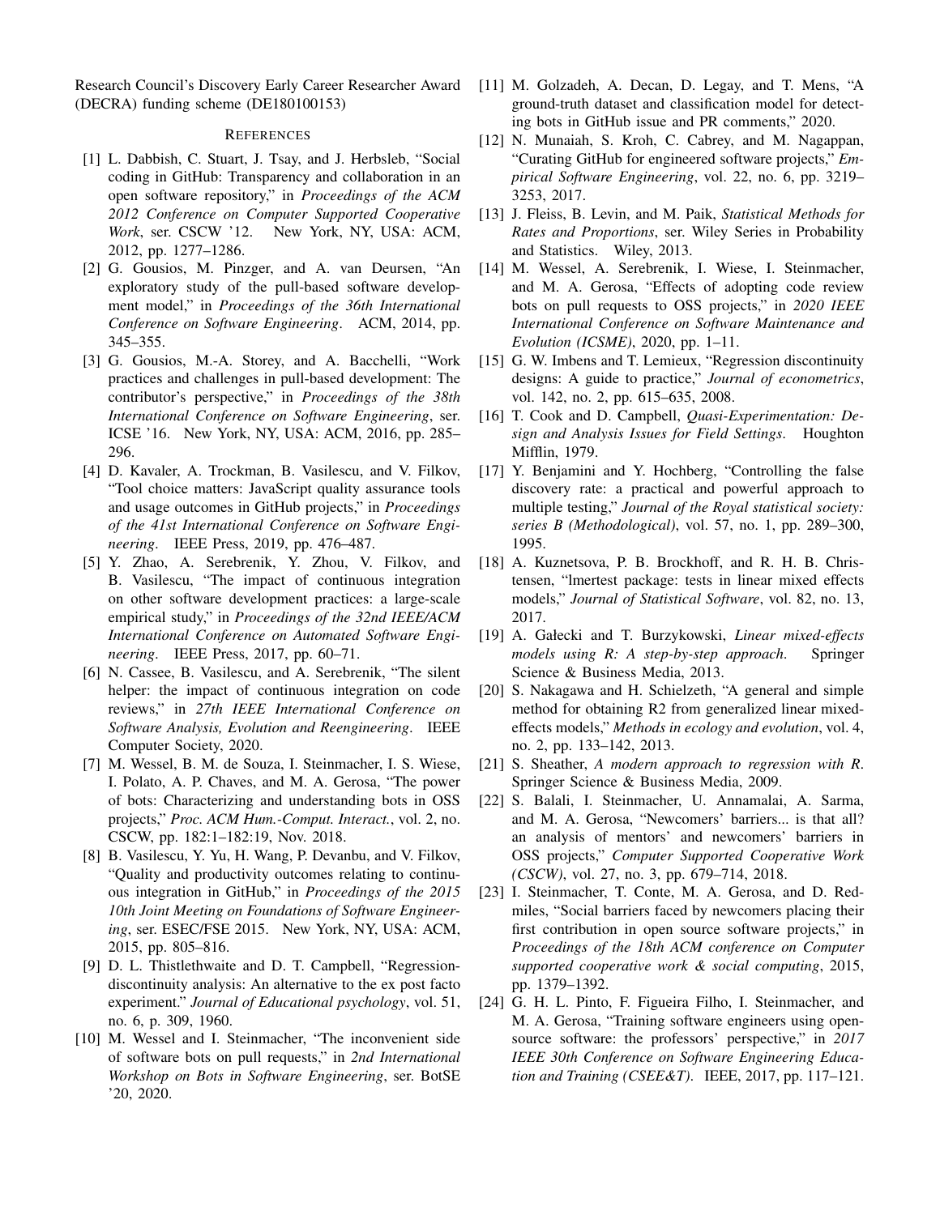Research Council's Discovery Early Career Researcher Award (DECRA) funding scheme (DE180100153)

## References

[1] L. Dabbish, C. Stuart, J. Tsay, and J. Herbsleb, "Social coding in GitHub: Transparency and collaboration in an open software repository," in *Proceedings of the ACM 2012 Conference on Computer Supported Cooperative Work*, ser. CSCW '12. New York, NY, USA: ACM, 2012, pp. 1277–1286.

[2] G. Gousios, M. Pinzger, and A. van Deursen, "An exploratory study of the pull-based software development model," in *Proceedings of the 36th International Conference on Software Engineering*. ACM, 2014, pp. 345–355.

[3] G. Gousios, M.-A. Storey, and A. Bacchelli, "Work practices and challenges in pull-based development: The contributor's perspective," in *Proceedings of the 38th International Conference on Software Engineering*, ser. ICSE '16. New York, NY, USA: ACM, 2016, pp. 285–296.

[4] D. Kavaler, A. Trockman, B. Vasilescu, and V. Filkov, "Tool choice matters: JavaScript quality assurance tools and usage outcomes in GitHub projects," in *Proceedings of the 41st International Conference on Software Engineering*. IEEE Press, 2019, pp. 476–487.

[5] Y. Zhao, A. Serebrenik, Y. Zhou, V. Filkov, and B. Vasilescu, "The impact of continuous integration on other software development practices: a large-scale empirical study," in *Proceedings of the 32nd IEEE/ACM International Conference on Automated Software Engineering*. IEEE Press, 2017, pp. 60–71.

[6] N. Cassee, B. Vasilescu, and A. Serebrenik, "The silent helper: the impact of continuous integration on code reviews," in *27th IEEE International Conference on Software Analysis, Evolution and Reengineering*. IEEE Computer Society, 2020.

[7] M. Wessel, B. M. de Souza, I. Steinmacher, I. S. Wiese, I. Polato, A. P. Chaves, and M. A. Gerosa, "The power of bots: Characterizing and understanding bots in OSS projects," *Proc. ACM Hum.-Comput. Interact.*, vol. 2, no. CSCW, pp. 182:1–182:19, Nov. 2018.

[8] B. Vasilescu, Y. Yu, H. Wang, P. Devanbu, and V. Filkov, "Quality and productivity outcomes relating to continuous integration in GitHub," in *Proceedings of the 2015 10th Joint Meeting on Foundations of Software Engineering*, ser. ESEC/FSE 2015. New York, NY, USA: ACM, 2015, pp. 805–816.

[9] D. L. Thistlethwaite and D. T. Campbell, "Regression-discontinuity analysis: An alternative to the ex post facto experiment." *Journal of Educational psychology*, vol. 51, no. 6, p. 309, 1960.

[10] M. Wessel and I. Steinmacher, "The inconvenient side of software bots on pull requests," in *2nd International Workshop on Bots in Software Engineering*, ser. BotSE '20, 2020.

[11] M. Golzadeh, A. Decan, D. Legay, and T. Mens, "A ground-truth dataset and classification model for detecting bots in GitHub issue and PR comments," 2020.

[12] N. Munaiah, S. Kroh, C. Cabrey, and M. Nagappan, "Curating GitHub for engineered software projects," *Empirical Software Engineering*, vol. 22, no. 6, pp. 3219–3253, 2017.

[13] J. Fleiss, B. Levin, and M. Paik, *Statistical Methods for Rates and Proportions*, ser. Wiley Series in Probability and Statistics. Wiley, 2013.

[14] M. Wessel, A. Serebrenik, I. Wiese, I. Steinmacher, and M. A. Gerosa, "Effects of adopting code review bots on pull requests to OSS projects," in *2020 IEEE International Conference on Software Maintenance and Evolution (ICSME)*, 2020, pp. 1–11.

[15] G. W. Imbens and T. Lemieux, "Regression discontinuity designs: A guide to practice," *Journal of econometrics*, vol. 142, no. 2, pp. 615–635, 2008.

[16] T. Cook and D. Campbell, *Quasi-Experimentation: Design and Analysis Issues for Field Settings*. Houghton Mifflin, 1979.

[17] Y. Benjamini and Y. Hochberg, "Controlling the false discovery rate: a practical and powerful approach to multiple testing," *Journal of the Royal statistical society: series B (Methodological)*, vol. 57, no. 1, pp. 289–300, 1995.

[18] A. Kuznetsova, P. B. Brockhoff, and R. H. B. Christensen, "lmertest package: tests in linear mixed effects models," *Journal of Statistical Software*, vol. 82, no. 13, 2017.

[19] A. Gałecki and T. Burzykowski, *Linear mixed-effects models using R: A step-by-step approach*. Springer Science & Business Media, 2013.

[20] S. Nakagawa and H. Schielzeth, "A general and simple method for obtaining R2 from generalized linear mixed-effects models," *Methods in ecology and evolution*, vol. 4, no. 2, pp. 133–142, 2013.

[21] S. Sheather, *A modern approach to regression with R*. Springer Science & Business Media, 2009.

[22] S. Balali, I. Steinmacher, U. Annamalai, A. Sarma, and M. A. Gerosa, "Newcomers' barriers... is that all? an analysis of mentors' and newcomers' barriers in OSS projects," *Computer Supported Cooperative Work (CSCW)*, vol. 27, no. 3, pp. 679–714, 2018.

[23] I. Steinmacher, T. Conte, M. A. Gerosa, and D. Redmiles, "Social barriers faced by newcomers placing their first contribution in open source software projects," in *Proceedings of the 18th ACM conference on Computer supported cooperative work & social computing*, 2015, pp. 1379–1392.

[24] G. H. L. Pinto, F. Figueira Filho, I. Steinmacher, and M. A. Gerosa, "Training software engineers using open-source software: the professors' perspective," in *2017 IEEE 30th Conference on Software Engineering Education and Training (CSEE&T)*. IEEE, 2017, pp. 117–121.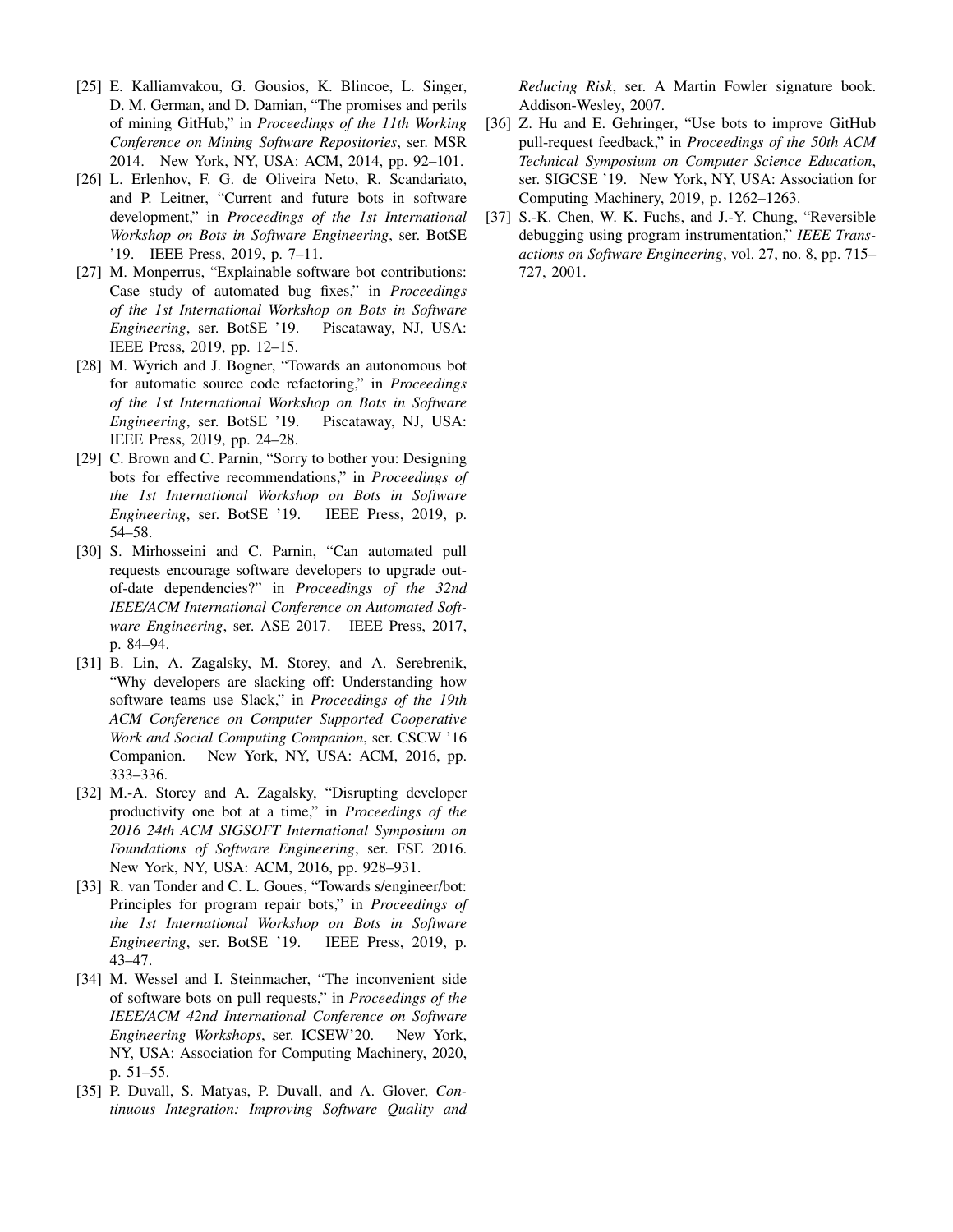[25] E. Kalliamvakou, G. Gousios, K. Blincoe, L. Singer, D. M. German, and D. Damian, "The promises and perils of mining GitHub," in *Proceedings of the 11th Working Conference on Mining Software Repositories*, ser. MSR 2014. New York, NY, USA: ACM, 2014, pp. 92–101.

[26] L. Erlenhov, F. G. de Oliveira Neto, R. Scandariato, and P. Leitner, "Current and future bots in software development," in *Proceedings of the 1st International Workshop on Bots in Software Engineering*, ser. BotSE '19. IEEE Press, 2019, p. 7–11.

[27] M. Monperrus, "Explainable software bot contributions: Case study of automated bug fixes," in *Proceedings of the 1st International Workshop on Bots in Software Engineering*, ser. BotSE '19. Piscataway, NJ, USA: IEEE Press, 2019, pp. 12–15.

[28] M. Wyrich and J. Bogner, "Towards an autonomous bot for automatic source code refactoring," in *Proceedings of the 1st International Workshop on Bots in Software Engineering*, ser. BotSE '19. Piscataway, NJ, USA: IEEE Press, 2019, pp. 24–28.

[29] C. Brown and C. Parnin, "Sorry to bother you: Designing bots for effective recommendations," in *Proceedings of the 1st International Workshop on Bots in Software Engineering*, ser. BotSE '19. IEEE Press, 2019, p. 54–58.

[30] S. Mirhosseini and C. Parnin, "Can automated pull requests encourage software developers to upgrade out-of-date dependencies?" in *Proceedings of the 32nd IEEE/ACM International Conference on Automated Software Engineering*, ser. ASE 2017. IEEE Press, 2017, p. 84–94.

[31] B. Lin, A. Zagalsky, M. Storey, and A. Serebrenik, "Why developers are slacking off: Understanding how software teams use Slack," in *Proceedings of the 19th ACM Conference on Computer Supported Cooperative Work and Social Computing Companion*, ser. CSCW '16 Companion. New York, NY, USA: ACM, 2016, pp. 333–336.

[32] M.-A. Storey and A. Zagalsky, "Disrupting developer productivity one bot at a time," in *Proceedings of the 2016 24th ACM SIGSOFT International Symposium on Foundations of Software Engineering*, ser. FSE 2016. New York, NY, USA: ACM, 2016, pp. 928–931.

[33] R. van Tonder and C. L. Goues, "Towards s/engineer/bot: Principles for program repair bots," in *Proceedings of the 1st International Workshop on Bots in Software Engineering*, ser. BotSE '19. IEEE Press, 2019, p. 43–47.

[34] M. Wessel and I. Steinmacher, "The inconvenient side of software bots on pull requests," in *Proceedings of the IEEE/ACM 42nd International Conference on Software Engineering Workshops*, ser. ICSEW'20. New York, NY, USA: Association for Computing Machinery, 2020, p. 51–55.

[35] P. Duvall, S. Matyas, P. Duvall, and A. Glover, *Continuous Integration: Improving Software Quality and Reducing Risk*, ser. A Martin Fowler signature book. Addison-Wesley, 2007.

[36] Z. Hu and E. Gehringer, "Use bots to improve GitHub pull-request feedback," in *Proceedings of the 50th ACM Technical Symposium on Computer Science Education*, ser. SIGCSE '19. New York, NY, USA: Association for Computing Machinery, 2019, p. 1262–1263.

[37] S.-K. Chen, W. K. Fuchs, and J.-Y. Chung, "Reversible debugging using program instrumentation," *IEEE Transactions on Software Engineering*, vol. 27, no. 8, pp. 715–727, 2001.